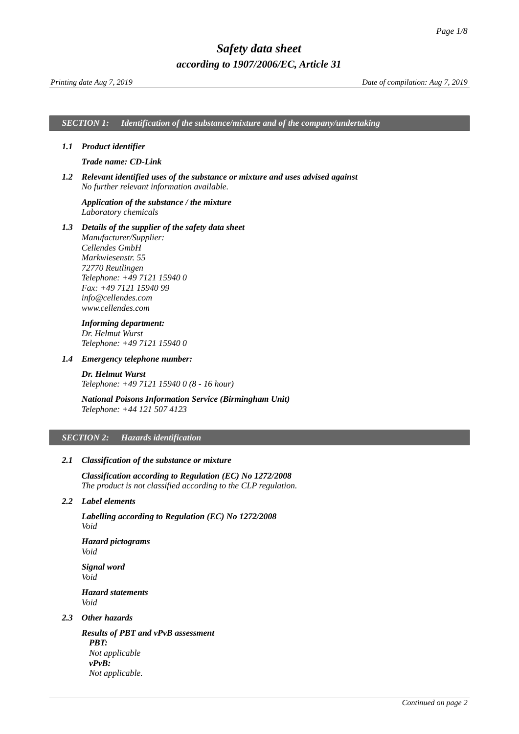# Safety data sheet

## according to 1907/2006/EC, Article 31

*Printing date Aug 7, 2019* *Date of compilation: Aug 7, 2019*

## SECTION 1: Identification of the substance/mixture and of the company/undertaking

### 1.1 Product identifier

***Trade name: CD-Link***

### 1.2 Relevant identified uses of the substance or mixture and uses advised against

*No further relevant information available.*

***Application of the substance / the mixture***
*Laboratory chemicals*

### 1.3 Details of the supplier of the safety data sheet

*Manufacturer/Supplier:*
*Cellendes GmbH*
*Markwiesenstr. 55*
*72770 Reutlingen*
*Telephone: +49 7121 15940 0*
*Fax: +49 7121 15940 99*
*info@cellendes.com*
*www.cellendes.com*

***Informing department:***
*Dr. Helmut Wurst*
*Telephone: +49 7121 15940 0*

### 1.4 Emergency telephone number:

***Dr. Helmut Wurst***
*Telephone: +49 7121 15940 0 (8 - 16 hour)*

***National Poisons Information Service (Birmingham Unit)***
*Telephone: +44 121 507 4123*

## SECTION 2: Hazards identification

### 2.1 Classification of the substance or mixture

***Classification according to Regulation (EC) No 1272/2008***
*The product is not classified according to the CLP regulation.*

### 2.2 Label elements

***Labelling according to Regulation (EC) No 1272/2008***
*Void*

***Hazard pictograms***
*Void*

***Signal word***
*Void*

***Hazard statements***
*Void*

### 2.3 Other hazards

***Results of PBT and vPvB assessment***

***PBT:***
*Not applicable*

***vPvB:***
*Not applicable.*

*Continued on page 2*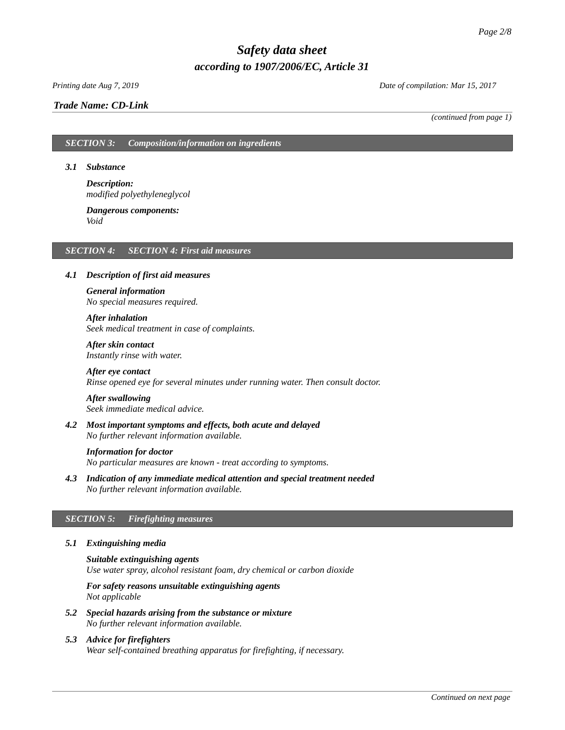*(continued from page 1)*

## SECTION 3: Composition/information on ingredients

### 3.1 Substance

**Description:**
*modified polyethyleneglycol*

**Dangerous components:**
*Void*

## SECTION 4: SECTION 4: First aid measures

### 4.1 Description of first aid measures

**General information**
*No special measures required.*

**After inhalation**
*Seek medical treatment in case of complaints.*

**After skin contact**
*Instantly rinse with water.*

**After eye contact**
*Rinse opened eye for several minutes under running water. Then consult doctor.*

**After swallowing**
*Seek immediate medical advice.*

### 4.2 Most important symptoms and effects, both acute and delayed

*No further relevant information available.*

**Information for doctor**
*No particular measures are known - treat according to symptoms.*

### 4.3 Indication of any immediate medical attention and special treatment needed

*No further relevant information available.*

## SECTION 5: Firefighting measures

### 5.1 Extinguishing media

**Suitable extinguishing agents**
*Use water spray, alcohol resistant foam, dry chemical or carbon dioxide*

**For safety reasons unsuitable extinguishing agents**
*Not applicable*

### 5.2 Special hazards arising from the substance or mixture

*No further relevant information available.*

### 5.3 Advice for firefighters

*Wear self-contained breathing apparatus for firefighting, if necessary.*

*Continued on next page*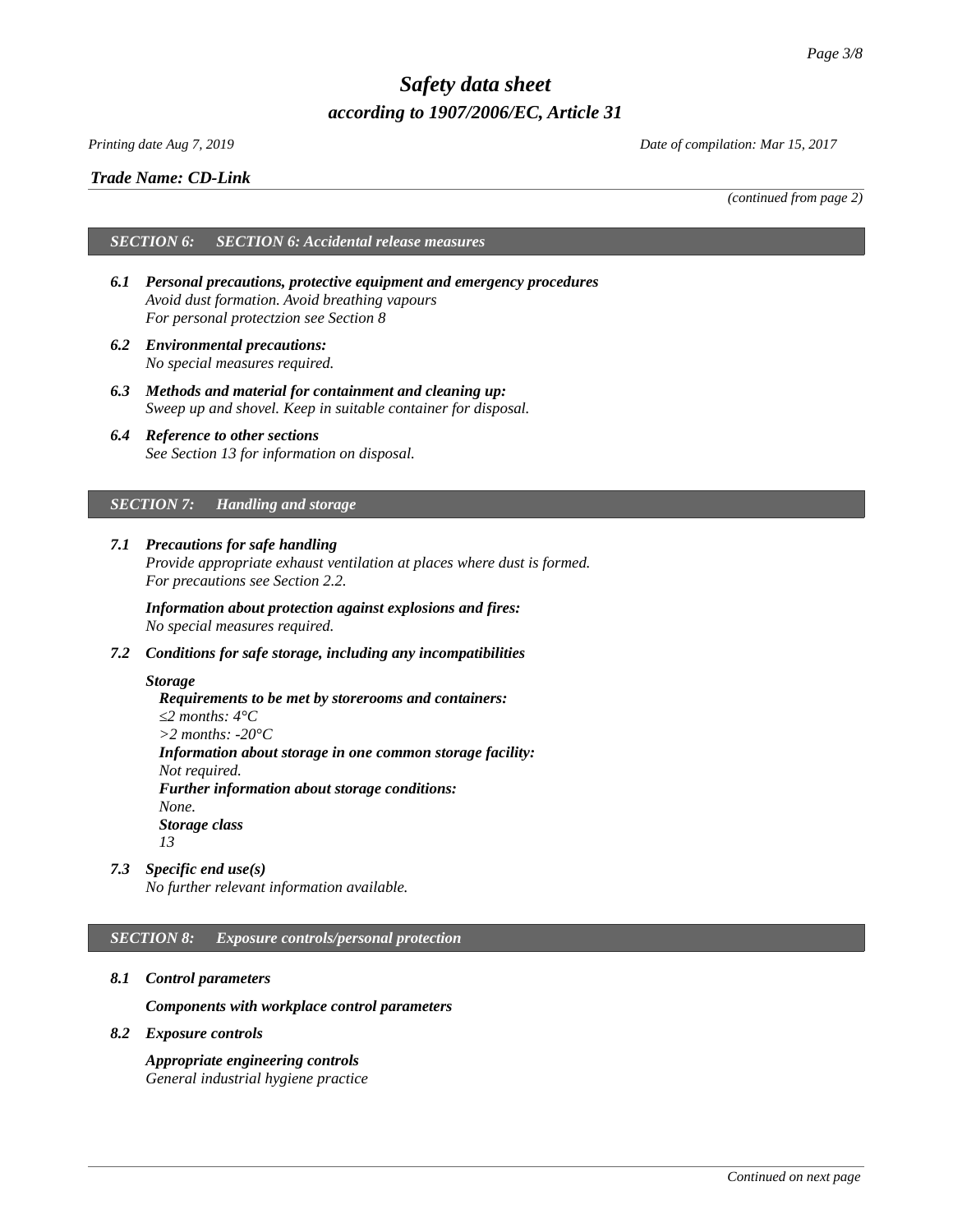*Trade Name: CD-Link*

*(continued from page 2)*

## SECTION 6: SECTION 6: Accidental release measures

**6.1 Personal precautions, protective equipment and emergency procedures**
*Avoid dust formation. Avoid breathing vapours*
*For personal protectzion see Section 8*

**6.2 Environmental precautions:**
*No special measures required.*

**6.3 Methods and material for containment and cleaning up:**
*Sweep up and shovel. Keep in suitable container for disposal.*

**6.4 Reference to other sections**
*See Section 13 for information on disposal.*

## SECTION 7: Handling and storage

**7.1 Precautions for safe handling**
*Provide appropriate exhaust ventilation at places where dust is formed.*
*For precautions see Section 2.2.*

**Information about protection against explosions and fires:**
*No special measures required.*

**7.2 Conditions for safe storage, including any incompatibilities**

**Storage**

**Requirements to be met by storerooms and containers:**
*≤2 months: 4°C*
*>2 months: -20°C*
**Information about storage in one common storage facility:**
*Not required.*
**Further information about storage conditions:**
*None.*
**Storage class**
*13*

**7.3 Specific end use(s)**
*No further relevant information available.*

## SECTION 8: Exposure controls/personal protection

**8.1 Control parameters**

**Components with workplace control parameters**

**8.2 Exposure controls**

**Appropriate engineering controls**
*General industrial hygiene practice*

*Continued on next page*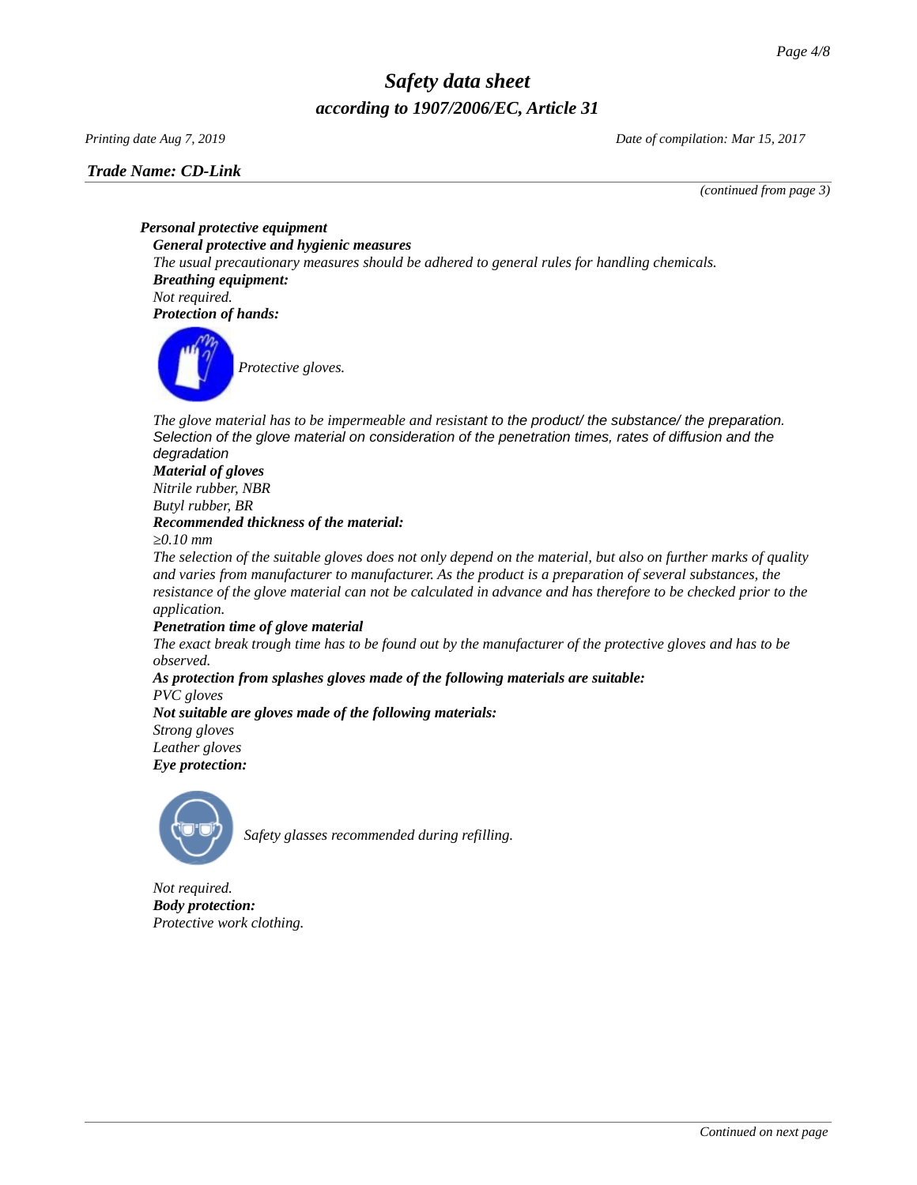*Trade Name: CD-Link*

*(continued from page 3)*

***Personal protective equipment***

***General protective and hygienic measures***

*The usual precautionary measures should be adhered to general rules for handling chemicals.*

***Breathing equipment:***

*Not required.*

***Protection of hands:***

*Protective gloves.*

*The glove material has to be impermeable and resistant to the product/ the substance/ the preparation.*
*Selection of the glove material on consideration of the penetration times, rates of diffusion and the degradation*

***Material of gloves***

*Nitrile rubber, NBR*
*Butyl rubber, BR*

***Recommended thickness of the material:***

*≥0.10 mm*

*The selection of the suitable gloves does not only depend on the material, but also on further marks of quality and varies from manufacturer to manufacturer. As the product is a preparation of several substances, the resistance of the glove material can not be calculated in advance and has therefore to be checked prior to the application.*

***Penetration time of glove material***

*The exact break trough time has to be found out by the manufacturer of the protective gloves and has to be observed.*

***As protection from splashes gloves made of the following materials are suitable:***

*PVC gloves*

***Not suitable are gloves made of the following materials:***

*Strong gloves*
*Leather gloves*

***Eye protection:***

*Safety glasses recommended during refilling.*

*Not required.*

***Body protection:***

*Protective work clothing.*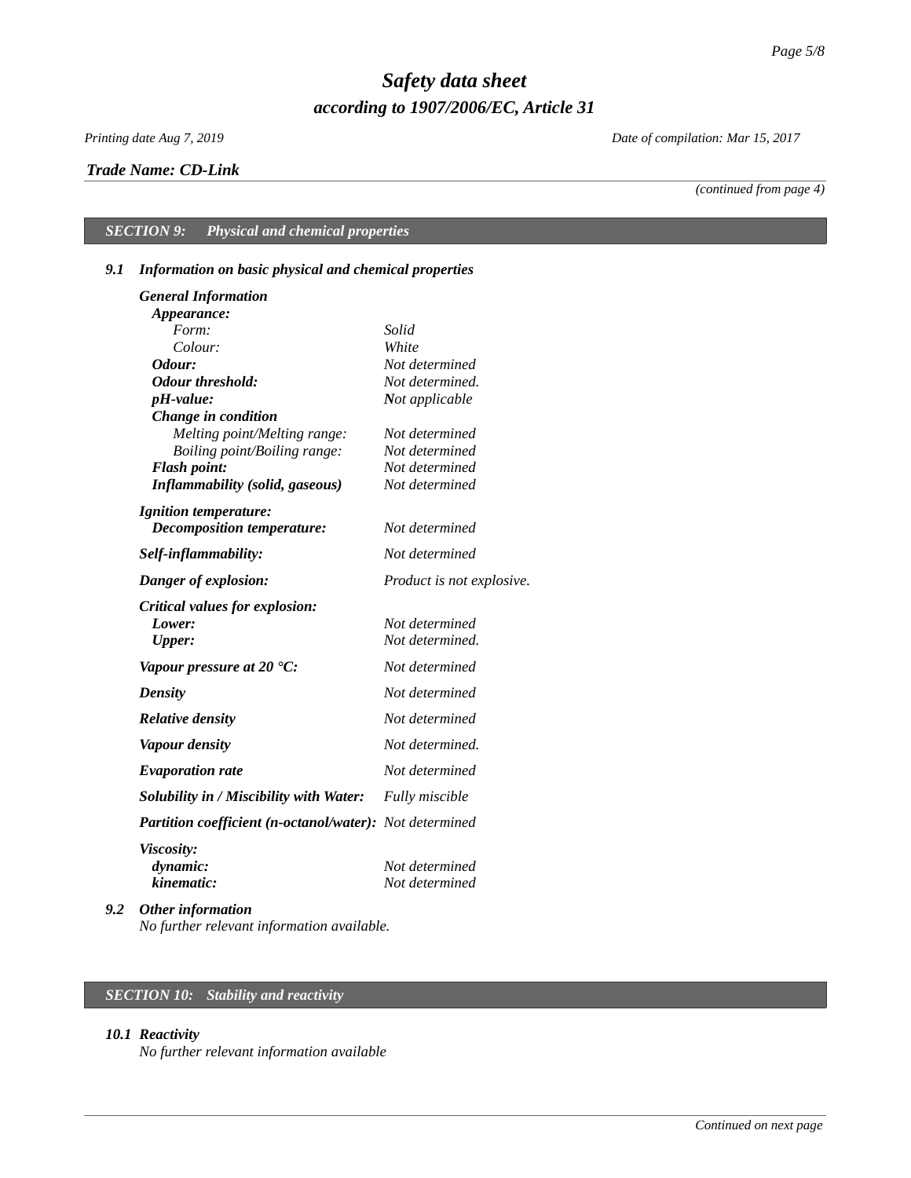*Safety data sheet*

*according to 1907/2006/EC, Article 31*

*Printing date Aug 7, 2019* *Date of compilation: Mar 15, 2017*

***Trade Name: CD-Link***

*(continued from page 4)*

## *SECTION 9: Physical and chemical properties*

### *9.1 Information on basic physical and chemical properties*

| | |
|---|---|
| ***General Information*** | |
| ***Appearance:*** | |
| *Form:* | *Solid* |
| *Colour:* | *White* |
| ***Odour:*** | *Not determined* |
| ***Odour threshold:*** | *Not determined.* |
| ***pH-value:*** | ***N**ot applicable* |
| ***Change in condition*** | |
| *Melting point/Melting range:* | *Not determined* |
| *Boiling point/Boiling range:* | *Not determined* |
| ***Flash point:*** | *Not determined* |
| ***Inflammability (solid, gaseous)*** | *Not determined* |
| ***Ignition temperature:*** | |
| ***Decomposition temperature:*** | *Not determined* |
| ***Self-inflammability:*** | *Not determined* |
| ***Danger of explosion:*** | *Product is not explosive.* |
| ***Critical values for explosion:*** | |
| ***Lower:*** | *Not determined* |
| ***Upper:*** | *Not determined.* |
| ***Vapour pressure at 20 °C:*** | *Not determined* |
| ***Density*** | *Not determined* |
| ***Relative density*** | *Not determined* |
| ***Vapour density*** | *Not determined.* |
| ***Evaporation rate*** | *Not determined* |
| ***Solubility in / Miscibility with Water:*** | *Fully miscible* |
| ***Partition coefficient (n-octanol/water):*** | *Not determined* |
| ***Viscosity:*** | |
| ***dynamic:*** | *Not determined* |
| ***kinematic:*** | *Not determined* |

### *9.2 Other information*

*No further relevant information available.*

## *SECTION 10: Stability and reactivity*

### *10.1 Reactivity*

*No further relevant information available*

*Continued on next page*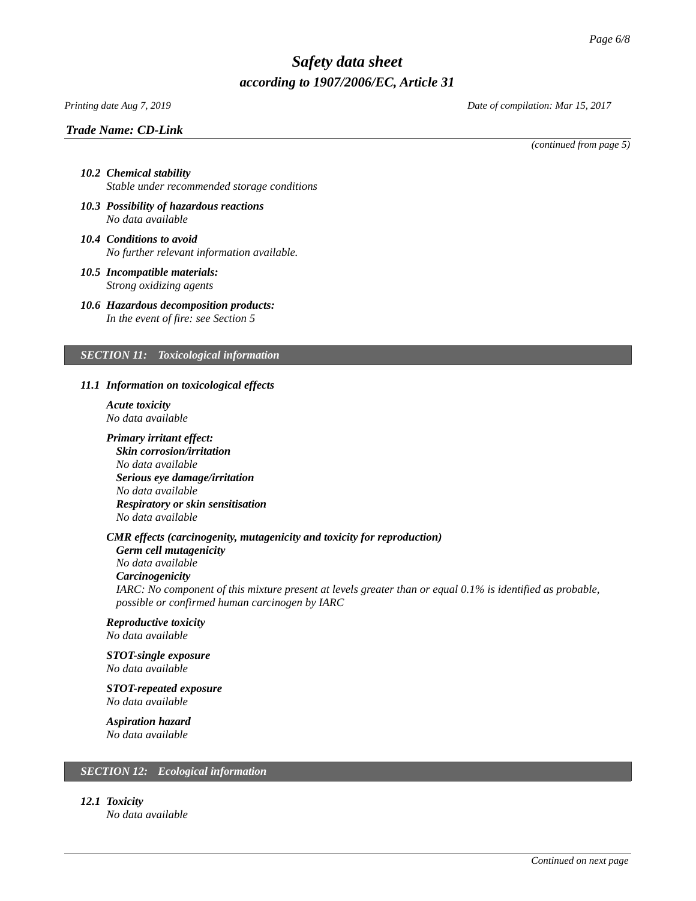*(continued from page 5)*

***10.2 Chemical stability***
*Stable under recommended storage conditions*

***10.3 Possibility of hazardous reactions***
*No data available*

***10.4 Conditions to avoid***
*No further relevant information available.*

***10.5 Incompatible materials:***
*Strong oxidizing agents*

***10.6 Hazardous decomposition products:***
*In the event of fire: see Section 5*

## *SECTION 11: Toxicological information*

***11.1 Information on toxicological effects***

***Acute toxicity***
*No data available*

***Primary irritant effect:***
***Skin corrosion/irritation***
*No data available*
***Serious eye damage/irritation***
*No data available*
***Respiratory or skin sensitisation***
*No data available*

***CMR effects (carcinogenity, mutagenicity and toxicity for reproduction)***
***Germ cell mutagenicity***
*No data available*
***Carcinogenicity***
*IARC: No component of this mixture present at levels greater than or equal 0.1% is identified as probable, possible or confirmed human carcinogen by IARC*

***Reproductive toxicity***
*No data available*

***STOT-single exposure***
*No data available*

***STOT-repeated exposure***
*No data available*

***Aspiration hazard***
*No data available*

## *SECTION 12: Ecological information*

***12.1 Toxicity***
*No data available*

*Continued on next page*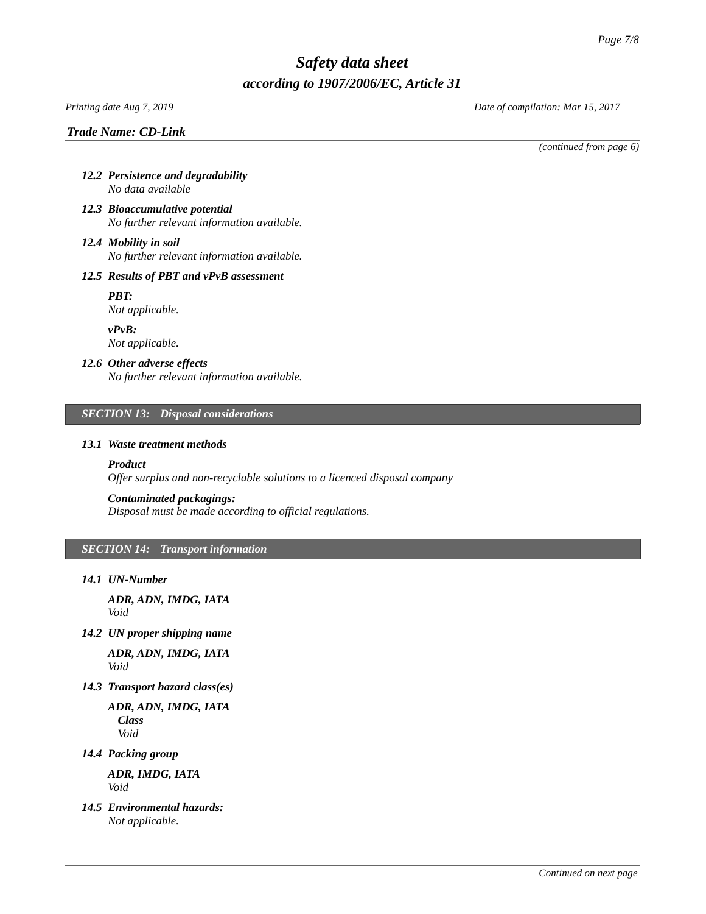*(continued from page 6)*

**12.2 Persistence and degradability**
*No data available*

**12.3 Bioaccumulative potential**
*No further relevant information available.*

**12.4 Mobility in soil**
*No further relevant information available.*

**12.5 Results of PBT and vPvB assessment**

***PBT:***
*Not applicable.*

***vPvB:***
*Not applicable.*

**12.6 Other adverse effects**
*No further relevant information available.*

## SECTION 13: Disposal considerations

**13.1 Waste treatment methods**

***Product***
*Offer surplus and non-recyclable solutions to a licenced disposal company*

***Contaminated packagings:***
*Disposal must be made according to official regulations.*

## SECTION 14: Transport information

**14.1 UN-Number**

***ADR, ADN, IMDG, IATA***
*Void*

**14.2 UN proper shipping name**

***ADR, ADN, IMDG, IATA***
*Void*

**14.3 Transport hazard class(es)**

***ADR, ADN, IMDG, IATA***
***Class***
*Void*

**14.4 Packing group**

***ADR, IMDG, IATA***
*Void*

**14.5 Environmental hazards:**
*Not applicable.*

*Continued on next page*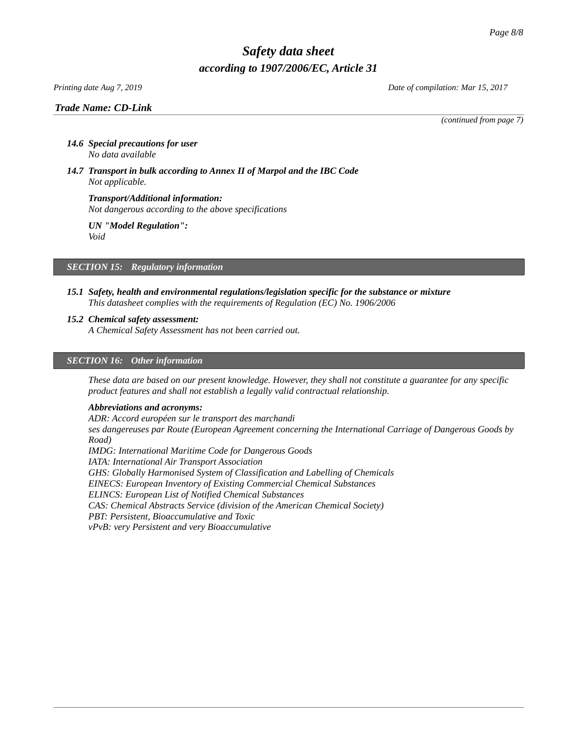*Safety data sheet*
*according to 1907/2006/EC, Article 31*

*Printing date Aug 7, 2019* *Date of compilation: Mar 15, 2017*

***Trade Name: CD-Link***

*(continued from page 7)*

***14.6 Special precautions for user***
*No data available*

***14.7 Transport in bulk according to Annex II of Marpol and the IBC Code***
*Not applicable.*

***Transport/Additional information:***
*Not dangerous according to the above specifications*

***UN "Model Regulation":***
*Void*

## *SECTION 15: Regulatory information*

***15.1 Safety, health and environmental regulations/legislation specific for the substance or mixture***
*This datasheet complies with the requirements of Regulation (EC) No. 1906/2006*

***15.2 Chemical safety assessment:***
*A Chemical Safety Assessment has not been carried out.*

## *SECTION 16: Other information*

*These data are based on our present knowledge. However, they shall not constitute a guarantee for any specific product features and shall not establish a legally valid contractual relationship.*

***Abbreviations and acronyms:***
*ADR: Accord européen sur le transport des marchandi*
*ses dangereuses par Route (European Agreement concerning the International Carriage of Dangerous Goods by Road)*
*IMDG: International Maritime Code for Dangerous Goods*
*IATA: International Air Transport Association*
*GHS: Globally Harmonised System of Classification and Labelling of Chemicals*
*EINECS: European Inventory of Existing Commercial Chemical Substances*
*ELINCS: European List of Notified Chemical Substances*
*CAS: Chemical Abstracts Service (division of the American Chemical Society)*
*PBT: Persistent, Bioaccumulative and Toxic*
*vPvB: very Persistent and very Bioaccumulative*